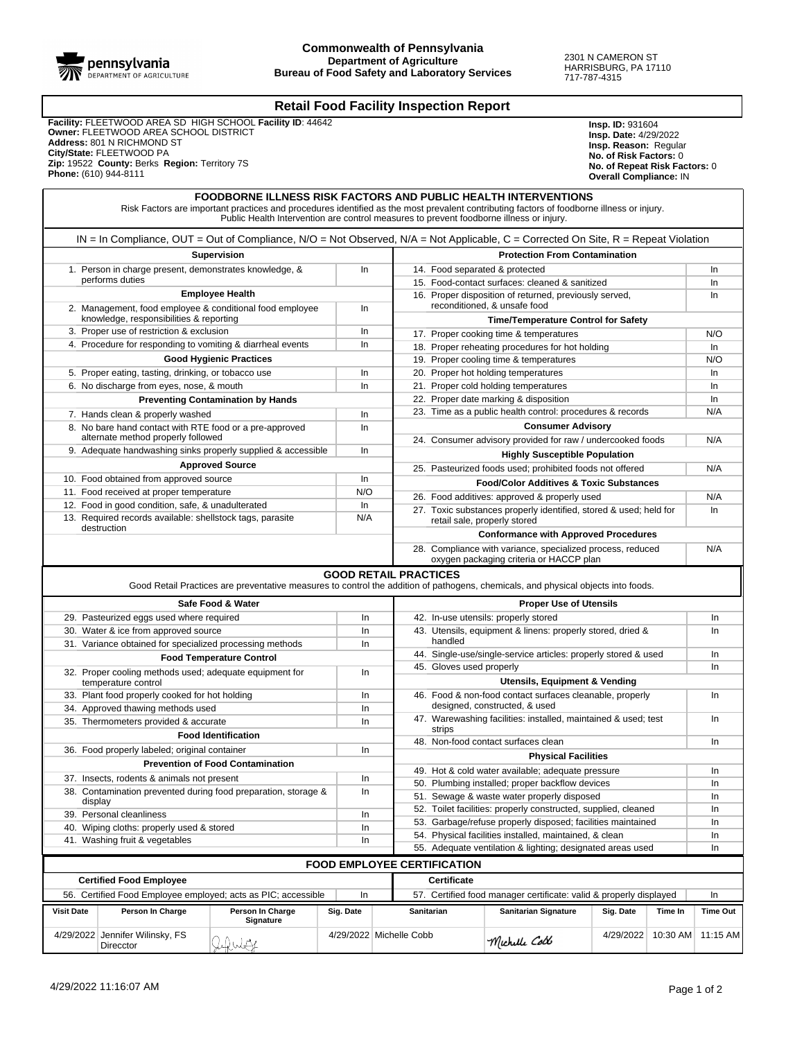**Commonwealth of Pennsylvania**
**Department of Agriculture**
**Bureau of Food Safety and Laboratory Services**

2301 N CAMERON ST
HARRISBURG, PA 17110
717-787-4315

# Retail Food Facility Inspection Report

**Facility:** FLEETWOOD AREA SD HIGH SCHOOL **Facility ID**: 44642
**Owner:** FLEETWOOD AREA SCHOOL DISTRICT
**Address:** 801 N RICHMOND ST
**City/State:** FLEETWOOD PA
**Zip:** 19522 **County:** Berks **Region:** Territory 7S
**Phone:** (610) 944-8111

**Insp. ID:** 931604
**Insp. Date:** 4/29/2022
**Insp. Reason:** Regular
**No. of Risk Factors:** 0
**No. of Repeat Risk Factors:** 0
**Overall Compliance:** IN

## FOODBORNE ILLNESS RISK FACTORS AND PUBLIC HEALTH INTERVENTIONS

Risk Factors are important practices and procedures identified as the most prevalent contributing factors of foodborne illness or injury. Public Health Intervention are control measures to prevent foodborne illness or injury.

IN = In Compliance, OUT = Out of Compliance, N/O = Not Observed, N/A = Not Applicable, C = Corrected On Site, R = Repeat Violation

| Item | Status |
|---|---|
| **Supervision** | |
| 1. Person in charge present, demonstrates knowledge, & performs duties | In |
| **Employee Health** | |
| 2. Management, food employee & conditional food employee knowledge, responsibilities & reporting | In |
| 3. Proper use of restriction & exclusion | In |
| 4. Procedure for responding to vomiting & diarrheal events | In |
| **Good Hygienic Practices** | |
| 5. Proper eating, tasting, drinking, or tobacco use | In |
| 6. No discharge from eyes, nose, & mouth | In |
| **Preventing Contamination by Hands** | |
| 7. Hands clean & properly washed | In |
| 8. No bare hand contact with RTE food or a pre-approved alternate method properly followed | In |
| 9. Adequate handwashing sinks properly supplied & accessible | In |
| **Approved Source** | |
| 10. Food obtained from approved source | In |
| 11. Food received at proper temperature | N/O |
| 12. Food in good condition, safe, & unadulterated | In |
| 13. Required records available: shellstock tags, parasite destruction | N/A |
| **Protection From Contamination** | |
| 14. Food separated & protected | In |
| 15. Food-contact surfaces: cleaned & sanitized | In |
| 16. Proper disposition of returned, previously served, reconditioned, & unsafe food | In |
| **Time/Temperature Control for Safety** | |
| 17. Proper cooking time & temperatures | N/O |
| 18. Proper reheating procedures for hot holding | In |
| 19. Proper cooling time & temperatures | N/O |
| 20. Proper hot holding temperatures | In |
| 21. Proper cold holding temperatures | In |
| 22. Proper date marking & disposition | In |
| 23. Time as a public health control: procedures & records | N/A |
| **Consumer Advisory** | |
| 24. Consumer advisory provided for raw / undercooked foods | N/A |
| **Highly Susceptible Population** | |
| 25. Pasteurized foods used; prohibited foods not offered | N/A |
| **Food/Color Additives & Toxic Substances** | |
| 26. Food additives: approved & properly used | N/A |
| 27. Toxic substances properly identified, stored & used; held for retail sale, properly stored | In |
| **Conformance with Approved Procedures** | |
| 28. Compliance with variance, specialized process, reduced oxygen packaging criteria or HACCP plan | N/A |

## GOOD RETAIL PRACTICES

Good Retail Practices are preventative measures to control the addition of pathogens, chemicals, and physical objects into foods.

| Item | Status |
|---|---|
| **Safe Food & Water** | |
| 29. Pasteurized eggs used where required | In |
| 30. Water & ice from approved source | In |
| 31. Variance obtained for specialized processing methods | In |
| **Food Temperature Control** | |
| 32. Proper cooling methods used; adequate equipment for temperature control | In |
| 33. Plant food properly cooked for hot holding | In |
| 34. Approved thawing methods used | In |
| 35. Thermometers provided & accurate | In |
| **Food Identification** | |
| 36. Food properly labeled; original container | In |
| **Prevention of Food Contamination** | |
| 37. Insects, rodents & animals not present | In |
| 38. Contamination prevented during food preparation, storage & display | In |
| 39. Personal cleanliness | In |
| 40. Wiping cloths: properly used & stored | In |
| 41. Washing fruit & vegetables | In |
| **Proper Use of Utensils** | |
| 42. In-use utensils: properly stored | In |
| 43. Utensils, equipment & linens: properly stored, dried & handled | In |
| 44. Single-use/single-service articles: properly stored & used | In |
| 45. Gloves used properly | In |
| **Utensils, Equipment & Vending** | |
| 46. Food & non-food contact surfaces cleanable, properly designed, constructed, & used | In |
| 47. Warewashing facilities: installed, maintained & used; test strips | In |
| 48. Non-food contact surfaces clean | In |
| **Physical Facilities** | |
| 49. Hot & cold water available; adequate pressure | In |
| 50. Plumbing installed; proper backflow devices | In |
| 51. Sewage & waste water properly disposed | In |
| 52. Toilet facilities: properly constructed, supplied, cleaned | In |
| 53. Garbage/refuse properly disposed; facilities maintained | In |
| 54. Physical facilities installed, maintained, & clean | In |
| 55. Adequate ventilation & lighting; designated areas used | In |

## FOOD EMPLOYEE CERTIFICATION

| Item | Status |
|---|---|
| **Certified Food Employee** | |
| 56. Certified Food Employee employed; acts as PIC; accessible | In |
| **Certificate** | |
| 57. Certified food manager certificate: valid & properly displayed | In |

| Visit Date | Person In Charge | Person In Charge Signature | Sig. Date | Sanitarian | Sanitarian Signature | Sig. Date | Time In | Time Out |
|---|---|---|---|---|---|---|---|---|
| 4/29/2022 | Jennifer Wilinsky, FS Direcctor | (signature) | 4/29/2022 | Michelle Cobb | Michelle Cobb | 4/29/2022 | 10:30 AM | 11:15 AM |

4/29/2022 11:16:07 AM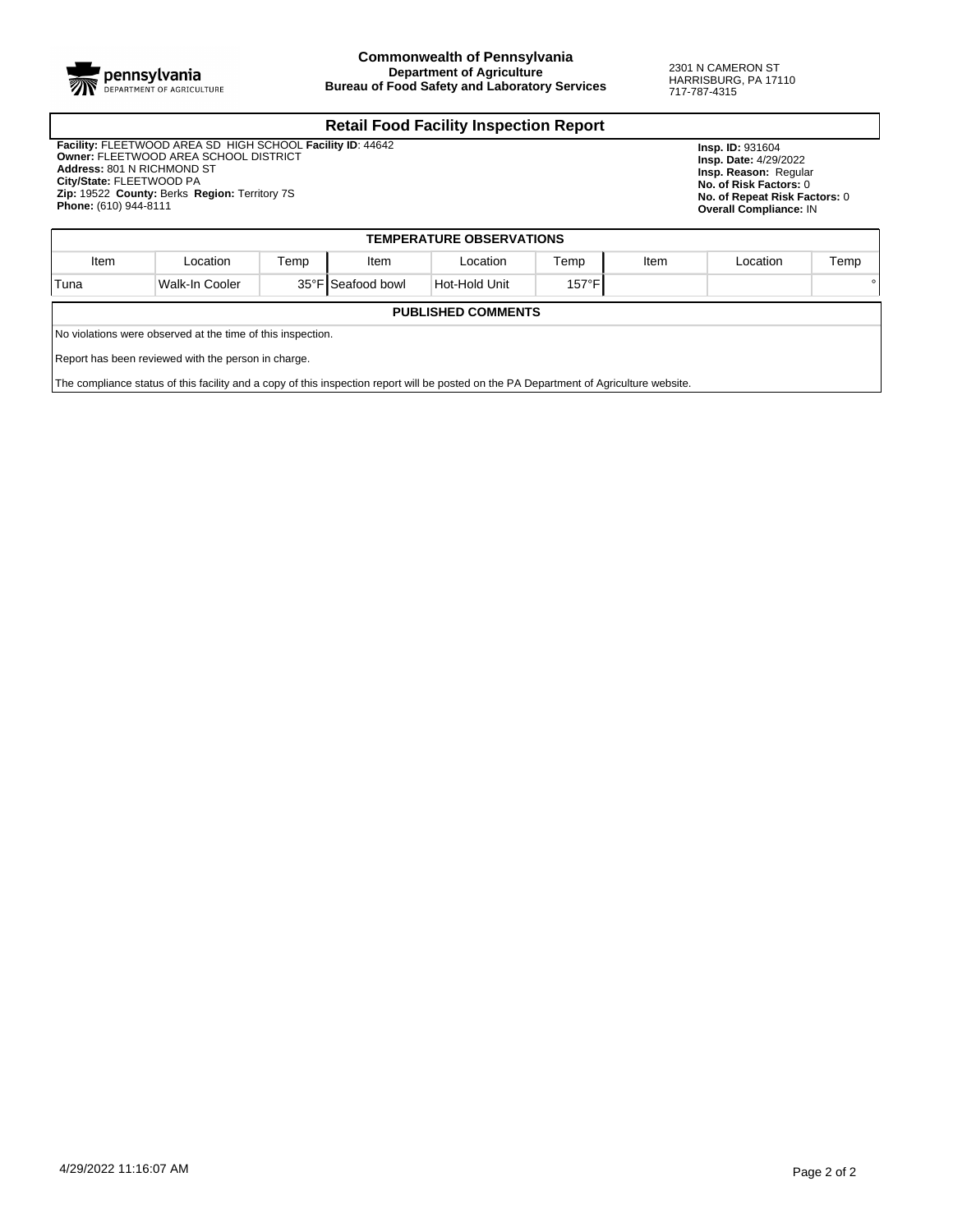**Commonwealth of Pennsylvania**
**Department of Agriculture**
**Bureau of Food Safety and Laboratory Services**

2301 N CAMERON ST
HARRISBURG, PA 17110
717-787-4315

# Retail Food Facility Inspection Report

**Facility:** FLEETWOOD AREA SD HIGH SCHOOL **Facility ID**: 44642
**Owner:** FLEETWOOD AREA SCHOOL DISTRICT
**Address:** 801 N RICHMOND ST
**City/State:** FLEETWOOD PA
**Zip:** 19522 **County:** Berks **Region:** Territory 7S
**Phone:** (610) 944-8111

**Insp. ID:** 931604
**Insp. Date:** 4/29/2022
**Insp. Reason:** Regular
**No. of Risk Factors:** 0
**No. of Repeat Risk Factors:** 0
**Overall Compliance:** IN

## TEMPERATURE OBSERVATIONS

| Item | Location | Temp | Item | Location | Temp | Item | Location | Temp |
|---|---|---|---|---|---|---|---|---|
| Tuna | Walk-In Cooler | 35°F | Seafood bowl | Hot-Hold Unit | 157°F | | | ° |

## PUBLISHED COMMENTS

No violations were observed at the time of this inspection.

Report has been reviewed with the person in charge.

The compliance status of this facility and a copy of this inspection report will be posted on the PA Department of Agriculture website.

4/29/2022 11:16:07 AM